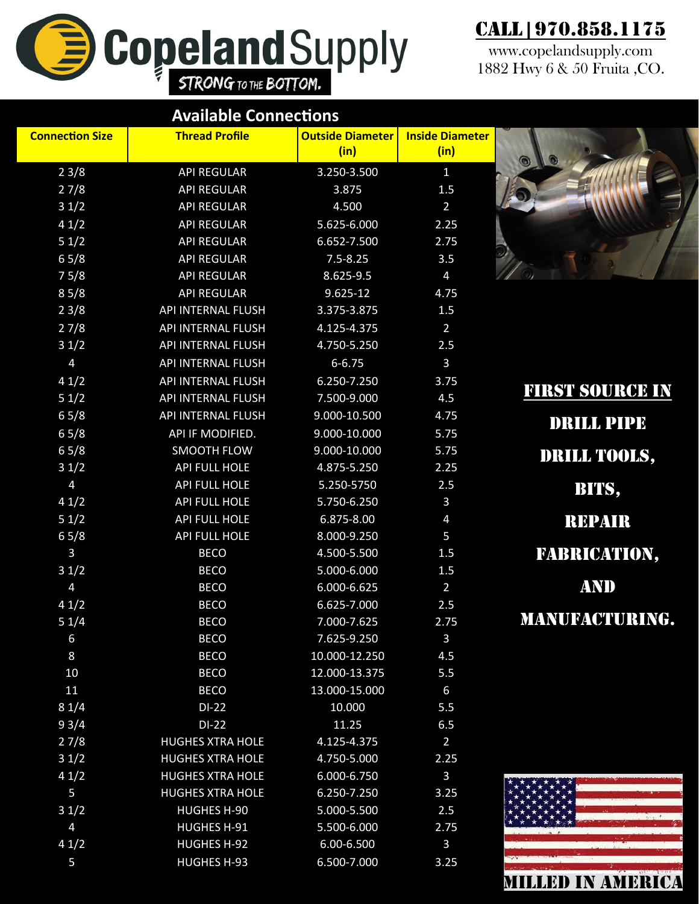# Copeland Supply

STRONG TO THE BOTTOM.

**CALL | 970.858.1175**

www.copelandsupply.com
1882 Hwy 6 & 50 Fruita ,CO.

## Available Connections

| Connection Size | Thread Profile | Outside Diameter (in) | Inside Diameter (in) |
|---|---|---|---|
| 2 3/8 | API REGULAR | 3.250-3.500 | 1 |
| 2 7/8 | API REGULAR | 3.875 | 1.5 |
| 3 1/2 | API REGULAR | 4.500 | 2 |
| 4 1/2 | API REGULAR | 5.625-6.000 | 2.25 |
| 5 1/2 | API REGULAR | 6.652-7.500 | 2.75 |
| 6 5/8 | API REGULAR | 7.5-8.25 | 3.5 |
| 7 5/8 | API REGULAR | 8.625-9.5 | 4 |
| 8 5/8 | API REGULAR | 9.625-12 | 4.75 |
| 2 3/8 | API INTERNAL FLUSH | 3.375-3.875 | 1.5 |
| 2 7/8 | API INTERNAL FLUSH | 4.125-4.375 | 2 |
| 3 1/2 | API INTERNAL FLUSH | 4.750-5.250 | 2.5 |
| 4 | API INTERNAL FLUSH | 6-6.75 | 3 |
| 4 1/2 | API INTERNAL FLUSH | 6.250-7.250 | 3.75 |
| 5 1/2 | API INTERNAL FLUSH | 7.500-9.000 | 4.5 |
| 6 5/8 | API INTERNAL FLUSH | 9.000-10.500 | 4.75 |
| 6 5/8 | API IF MODIFIED. | 9.000-10.000 | 5.75 |
| 6 5/8 | SMOOTH FLOW | 9.000-10.000 | 5.75 |
| 3 1/2 | API FULL HOLE | 4.875-5.250 | 2.25 |
| 4 | API FULL HOLE | 5.250-5750 | 2.5 |
| 4 1/2 | API FULL HOLE | 5.750-6.250 | 3 |
| 5 1/2 | API FULL HOLE | 6.875-8.00 | 4 |
| 6 5/8 | API FULL HOLE | 8.000-9.250 | 5 |
| 3 | BECO | 4.500-5.500 | 1.5 |
| 3 1/2 | BECO | 5.000-6.000 | 1.5 |
| 4 | BECO | 6.000-6.625 | 2 |
| 4 1/2 | BECO | 6.625-7.000 | 2.5 |
| 5 1/4 | BECO | 7.000-7.625 | 2.75 |
| 6 | BECO | 7.625-9.250 | 3 |
| 8 | BECO | 10.000-12.250 | 4.5 |
| 10 | BECO | 12.000-13.375 | 5.5 |
| 11 | BECO | 13.000-15.000 | 6 |
| 8 1/4 | DI-22 | 10.000 | 5.5 |
| 9 3/4 | DI-22 | 11.25 | 6.5 |
| 2 7/8 | HUGHES XTRA HOLE | 4.125-4.375 | 2 |
| 3 1/2 | HUGHES XTRA HOLE | 4.750-5.000 | 2.25 |
| 4 1/2 | HUGHES XTRA HOLE | 6.000-6.750 | 3 |
| 5 | HUGHES XTRA HOLE | 6.250-7.250 | 3.25 |
| 3 1/2 | HUGHES H-90 | 5.000-5.500 | 2.5 |
| 4 | HUGHES H-91 | 5.500-6.000 | 2.75 |
| 4 1/2 | HUGHES H-92 | 6.00-6.500 | 3 |
| 5 | HUGHES H-93 | 6.500-7.000 | 3.25 |

**FIRST SOURCE IN DRILL PIPE DRILL TOOLS, BITS, REPAIR FABRICATION, AND MANUFACTURING.**

MILLED IN AMERICA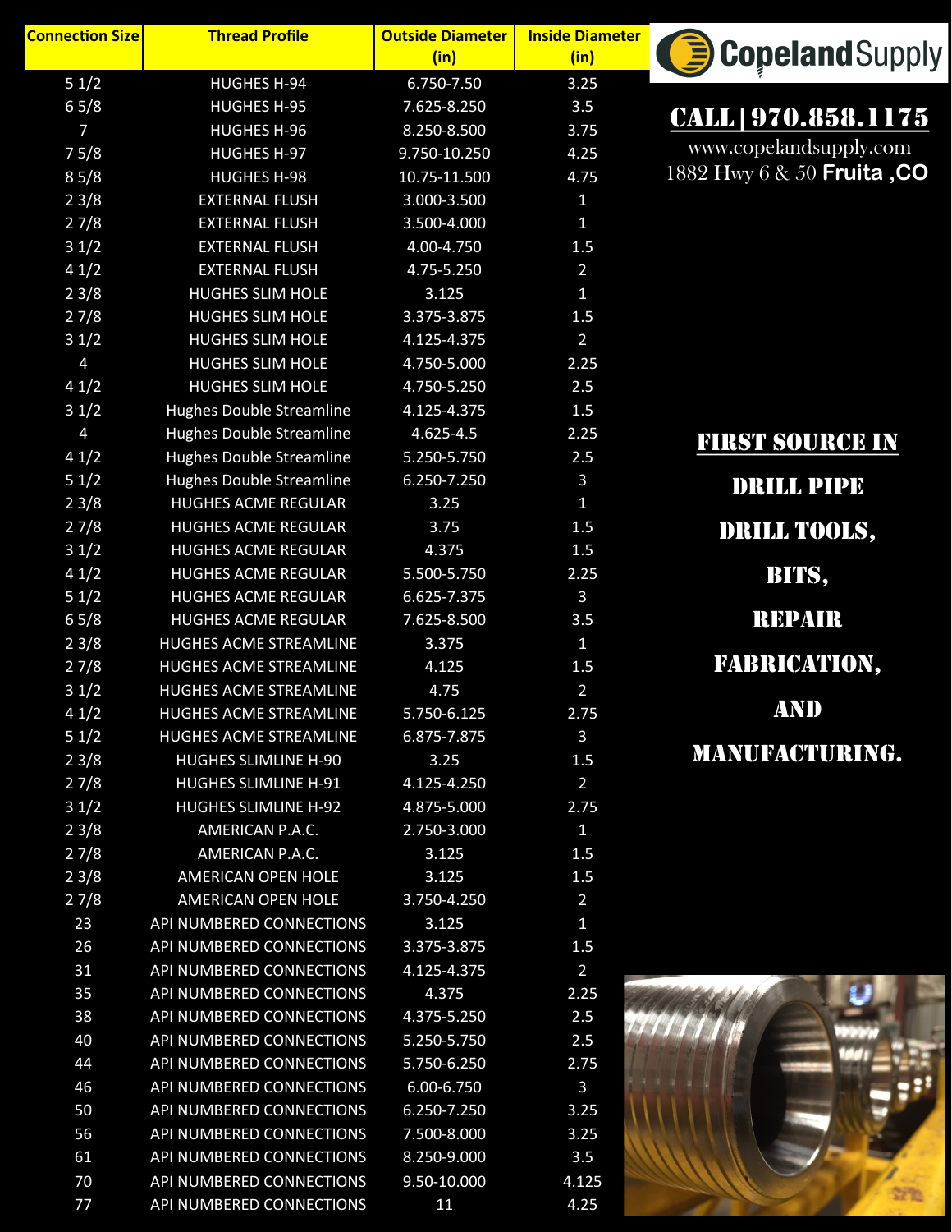| Connection Size | Thread Profile | Outside Diameter (in) | Inside Diameter (in) |
|---|---|---|---|
| 5 1/2 | HUGHES H-94 | 6.750-7.50 | 3.25 |
| 6 5/8 | HUGHES H-95 | 7.625-8.250 | 3.5 |
| 7 | HUGHES H-96 | 8.250-8.500 | 3.75 |
| 7 5/8 | HUGHES H-97 | 9.750-10.250 | 4.25 |
| 8 5/8 | HUGHES H-98 | 10.75-11.500 | 4.75 |
| 2 3/8 | EXTERNAL FLUSH | 3.000-3.500 | 1 |
| 2 7/8 | EXTERNAL FLUSH | 3.500-4.000 | 1 |
| 3 1/2 | EXTERNAL FLUSH | 4.00-4.750 | 1.5 |
| 4 1/2 | EXTERNAL FLUSH | 4.75-5.250 | 2 |
| 2 3/8 | HUGHES SLIM HOLE | 3.125 | 1 |
| 2 7/8 | HUGHES SLIM HOLE | 3.375-3.875 | 1.5 |
| 3 1/2 | HUGHES SLIM HOLE | 4.125-4.375 | 2 |
| 4 | HUGHES SLIM HOLE | 4.750-5.000 | 2.25 |
| 4 1/2 | HUGHES SLIM HOLE | 4.750-5.250 | 2.5 |
| 3 1/2 | Hughes Double Streamline | 4.125-4.375 | 1.5 |
| 4 | Hughes Double Streamline | 4.625-4.5 | 2.25 |
| 4 1/2 | Hughes Double Streamline | 5.250-5.750 | 2.5 |
| 5 1/2 | Hughes Double Streamline | 6.250-7.250 | 3 |
| 2 3/8 | HUGHES ACME REGULAR | 3.25 | 1 |
| 2 7/8 | HUGHES ACME REGULAR | 3.75 | 1.5 |
| 3 1/2 | HUGHES ACME REGULAR | 4.375 | 1.5 |
| 4 1/2 | HUGHES ACME REGULAR | 5.500-5.750 | 2.25 |
| 5 1/2 | HUGHES ACME REGULAR | 6.625-7.375 | 3 |
| 6 5/8 | HUGHES ACME REGULAR | 7.625-8.500 | 3.5 |
| 2 3/8 | HUGHES ACME STREAMLINE | 3.375 | 1 |
| 2 7/8 | HUGHES ACME STREAMLINE | 4.125 | 1.5 |
| 3 1/2 | HUGHES ACME STREAMLINE | 4.75 | 2 |
| 4 1/2 | HUGHES ACME STREAMLINE | 5.750-6.125 | 2.75 |
| 5 1/2 | HUGHES ACME STREAMLINE | 6.875-7.875 | 3 |
| 2 3/8 | HUGHES SLIMLINE H-90 | 3.25 | 1.5 |
| 2 7/8 | HUGHES SLIMLINE H-91 | 4.125-4.250 | 2 |
| 3 1/2 | HUGHES SLIMLINE H-92 | 4.875-5.000 | 2.75 |
| 2 3/8 | AMERICAN P.A.C. | 2.750-3.000 | 1 |
| 2 7/8 | AMERICAN P.A.C. | 3.125 | 1.5 |
| 2 3/8 | AMERICAN OPEN HOLE | 3.125 | 1.5 |
| 2 7/8 | AMERICAN OPEN HOLE | 3.750-4.250 | 2 |
| 23 | API NUMBERED CONNECTIONS | 3.125 | 1 |
| 26 | API NUMBERED CONNECTIONS | 3.375-3.875 | 1.5 |
| 31 | API NUMBERED CONNECTIONS | 4.125-4.375 | 2 |
| 35 | API NUMBERED CONNECTIONS | 4.375 | 2.25 |
| 38 | API NUMBERED CONNECTIONS | 4.375-5.250 | 2.5 |
| 40 | API NUMBERED CONNECTIONS | 5.250-5.750 | 2.5 |
| 44 | API NUMBERED CONNECTIONS | 5.750-6.250 | 2.75 |
| 46 | API NUMBERED CONNECTIONS | 6.00-6.750 | 3 |
| 50 | API NUMBERED CONNECTIONS | 6.250-7.250 | 3.25 |
| 56 | API NUMBERED CONNECTIONS | 7.500-8.000 | 3.25 |
| 61 | API NUMBERED CONNECTIONS | 8.250-9.000 | 3.5 |
| 70 | API NUMBERED CONNECTIONS | 9.50-10.000 | 4.125 |
| 77 | API NUMBERED CONNECTIONS | 11 | 4.25 |

**Copeland Supply**

**CALL | 970.858.1175**

www.copelandsupply.com

1882 Hwy 6 & 50 **Fruita ,CO**

**FIRST SOURCE IN**

**DRILL PIPE**

**DRILL TOOLS,**

**BITS,**

**REPAIR**

**FABRICATION,**

**AND**

**MANUFACTURING.**